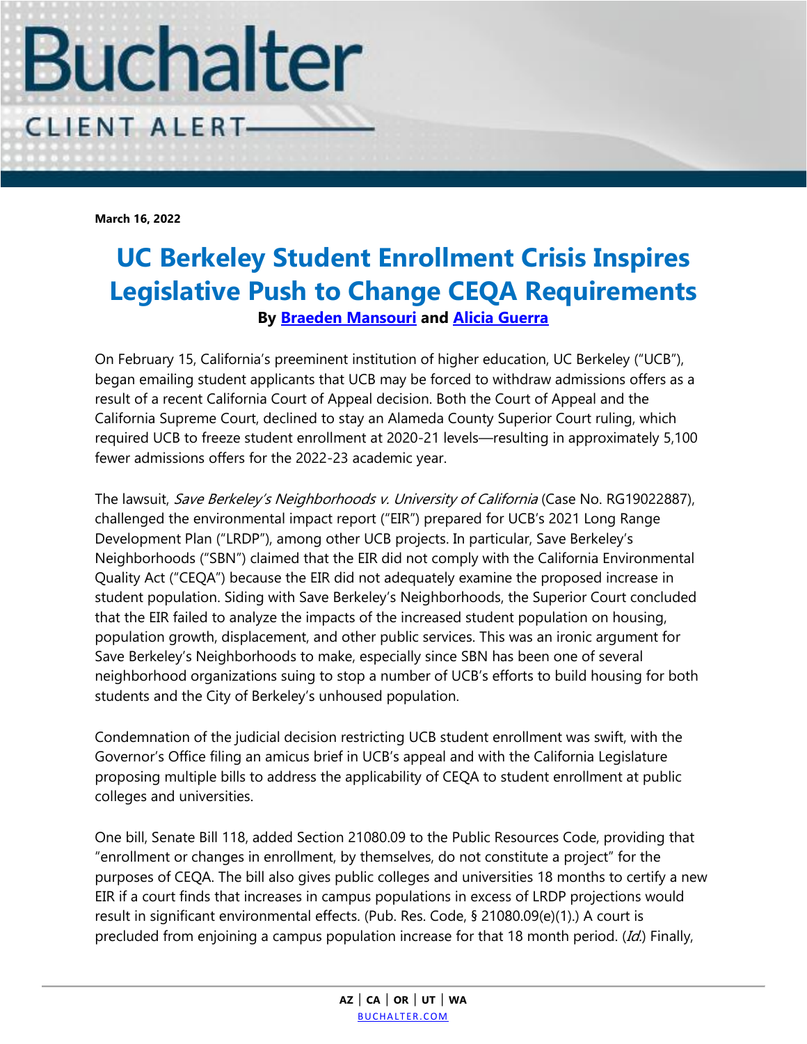# Buchalter

CLIENT ALERT

**March 16, 2022**

# UC Berkeley Student Enrollment Crisis Inspires Legislative Push to Change CEQA Requirements

**By [Braeden Mansouri] and [Alicia Guerra]**

On February 15, California's preeminent institution of higher education, UC Berkeley ("UCB"), began emailing student applicants that UCB may be forced to withdraw admissions offers as a result of a recent California Court of Appeal decision. Both the Court of Appeal and the California Supreme Court, declined to stay an Alameda County Superior Court ruling, which required UCB to freeze student enrollment at 2020-21 levels—resulting in approximately 5,100 fewer admissions offers for the 2022-23 academic year.

The lawsuit, *Save Berkeley's Neighborhoods v. University of California* (Case No. RG19022887), challenged the environmental impact report ("EIR") prepared for UCB's 2021 Long Range Development Plan ("LRDP"), among other UCB projects. In particular, Save Berkeley's Neighborhoods ("SBN") claimed that the EIR did not comply with the California Environmental Quality Act ("CEQA") because the EIR did not adequately examine the proposed increase in student population. Siding with Save Berkeley's Neighborhoods, the Superior Court concluded that the EIR failed to analyze the impacts of the increased student population on housing, population growth, displacement, and other public services. This was an ironic argument for Save Berkeley's Neighborhoods to make, especially since SBN has been one of several neighborhood organizations suing to stop a number of UCB's efforts to build housing for both students and the City of Berkeley's unhoused population.

Condemnation of the judicial decision restricting UCB student enrollment was swift, with the Governor's Office filing an amicus brief in UCB's appeal and with the California Legislature proposing multiple bills to address the applicability of CEQA to student enrollment at public colleges and universities.

One bill, Senate Bill 118, added Section 21080.09 to the Public Resources Code, providing that "enrollment or changes in enrollment, by themselves, do not constitute a project" for the purposes of CEQA. The bill also gives public colleges and universities 18 months to certify a new EIR if a court finds that increases in campus populations in excess of LRDP projections would result in significant environmental effects. (Pub. Res. Code, § 21080.09(e)(1).) A court is precluded from enjoining a campus population increase for that 18 month period. (*Id.*) Finally,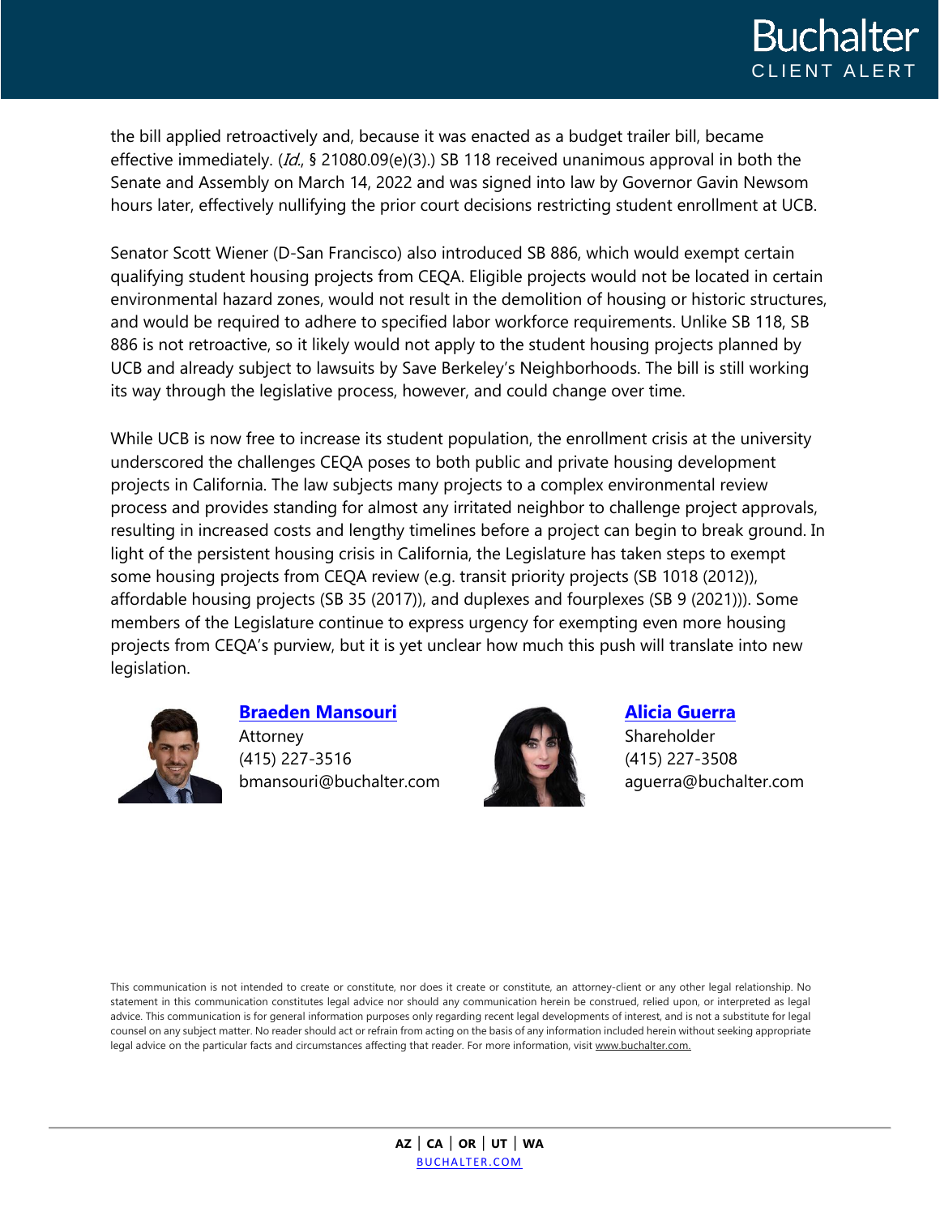the bill applied retroactively and, because it was enacted as a budget trailer bill, became effective immediately. (*Id.*, § 21080.09(e)(3).) SB 118 received unanimous approval in both the Senate and Assembly on March 14, 2022 and was signed into law by Governor Gavin Newsom hours later, effectively nullifying the prior court decisions restricting student enrollment at UCB.

Senator Scott Wiener (D-San Francisco) also introduced SB 886, which would exempt certain qualifying student housing projects from CEQA. Eligible projects would not be located in certain environmental hazard zones, would not result in the demolition of housing or historic structures, and would be required to adhere to specified labor workforce requirements. Unlike SB 118, SB 886 is not retroactive, so it likely would not apply to the student housing projects planned by UCB and already subject to lawsuits by Save Berkeley's Neighborhoods. The bill is still working its way through the legislative process, however, and could change over time.

While UCB is now free to increase its student population, the enrollment crisis at the university underscored the challenges CEQA poses to both public and private housing development projects in California. The law subjects many projects to a complex environmental review process and provides standing for almost any irritated neighbor to challenge project approvals, resulting in increased costs and lengthy timelines before a project can begin to break ground. In light of the persistent housing crisis in California, the Legislature has taken steps to exempt some housing projects from CEQA review (e.g. transit priority projects (SB 1018 (2012)), affordable housing projects (SB 35 (2017)), and duplexes and fourplexes (SB 9 (2021))). Some members of the Legislature continue to express urgency for exempting even more housing projects from CEQA's purview, but it is yet unclear how much this push will translate into new legislation.

**Braeden Mansouri**
Attorney
(415) 227-3516
bmansouri@buchalter.com

**Alicia Guerra**
Shareholder
(415) 227-3508
aguerra@buchalter.com

This communication is not intended to create or constitute, nor does it create or constitute, an attorney-client or any other legal relationship. No statement in this communication constitutes legal advice nor should any communication herein be construed, relied upon, or interpreted as legal advice. This communication is for general information purposes only regarding recent legal developments of interest, and is not a substitute for legal counsel on any subject matter. No reader should act or refrain from acting on the basis of any information included herein without seeking appropriate legal advice on the particular facts and circumstances affecting that reader. For more information, visit www.buchalter.com.